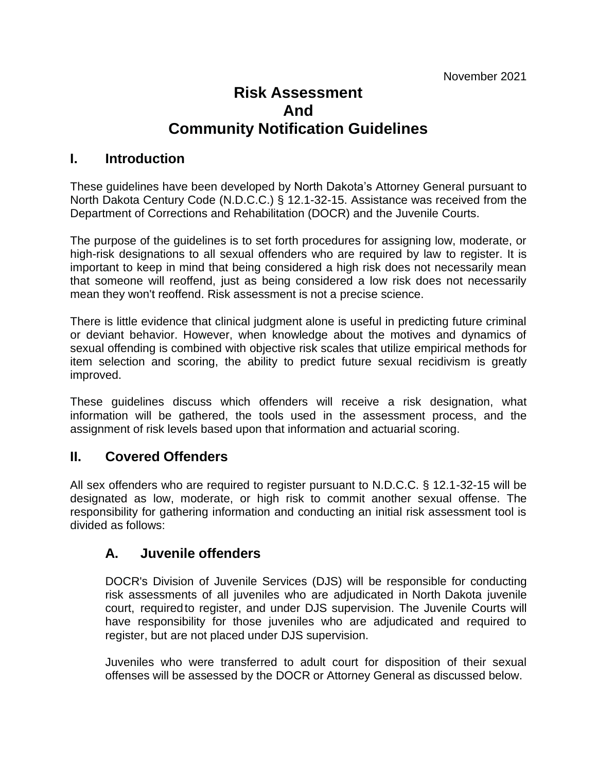November 2021

# Risk Assessment And Community Notification Guidelines

## I. Introduction

These guidelines have been developed by North Dakota's Attorney General pursuant to North Dakota Century Code (N.D.C.C.) § 12.1-32-15. Assistance was received from the Department of Corrections and Rehabilitation (DOCR) and the Juvenile Courts.

The purpose of the guidelines is to set forth procedures for assigning low, moderate, or high-risk designations to all sexual offenders who are required by law to register. It is important to keep in mind that being considered a high risk does not necessarily mean that someone will reoffend, just as being considered a low risk does not necessarily mean they won't reoffend. Risk assessment is not a precise science.

There is little evidence that clinical judgment alone is useful in predicting future criminal or deviant behavior. However, when knowledge about the motives and dynamics of sexual offending is combined with objective risk scales that utilize empirical methods for item selection and scoring, the ability to predict future sexual recidivism is greatly improved.

These guidelines discuss which offenders will receive a risk designation, what information will be gathered, the tools used in the assessment process, and the assignment of risk levels based upon that information and actuarial scoring.

## II. Covered Offenders

All sex offenders who are required to register pursuant to N.D.C.C. § 12.1-32-15 will be designated as low, moderate, or high risk to commit another sexual offense. The responsibility for gathering information and conducting an initial risk assessment tool is divided as follows:

### A. Juvenile offenders

DOCR's Division of Juvenile Services (DJS) will be responsible for conducting risk assessments of all juveniles who are adjudicated in North Dakota juvenile court, required to register, and under DJS supervision. The Juvenile Courts will have responsibility for those juveniles who are adjudicated and required to register, but are not placed under DJS supervision.

Juveniles who were transferred to adult court for disposition of their sexual offenses will be assessed by the DOCR or Attorney General as discussed below.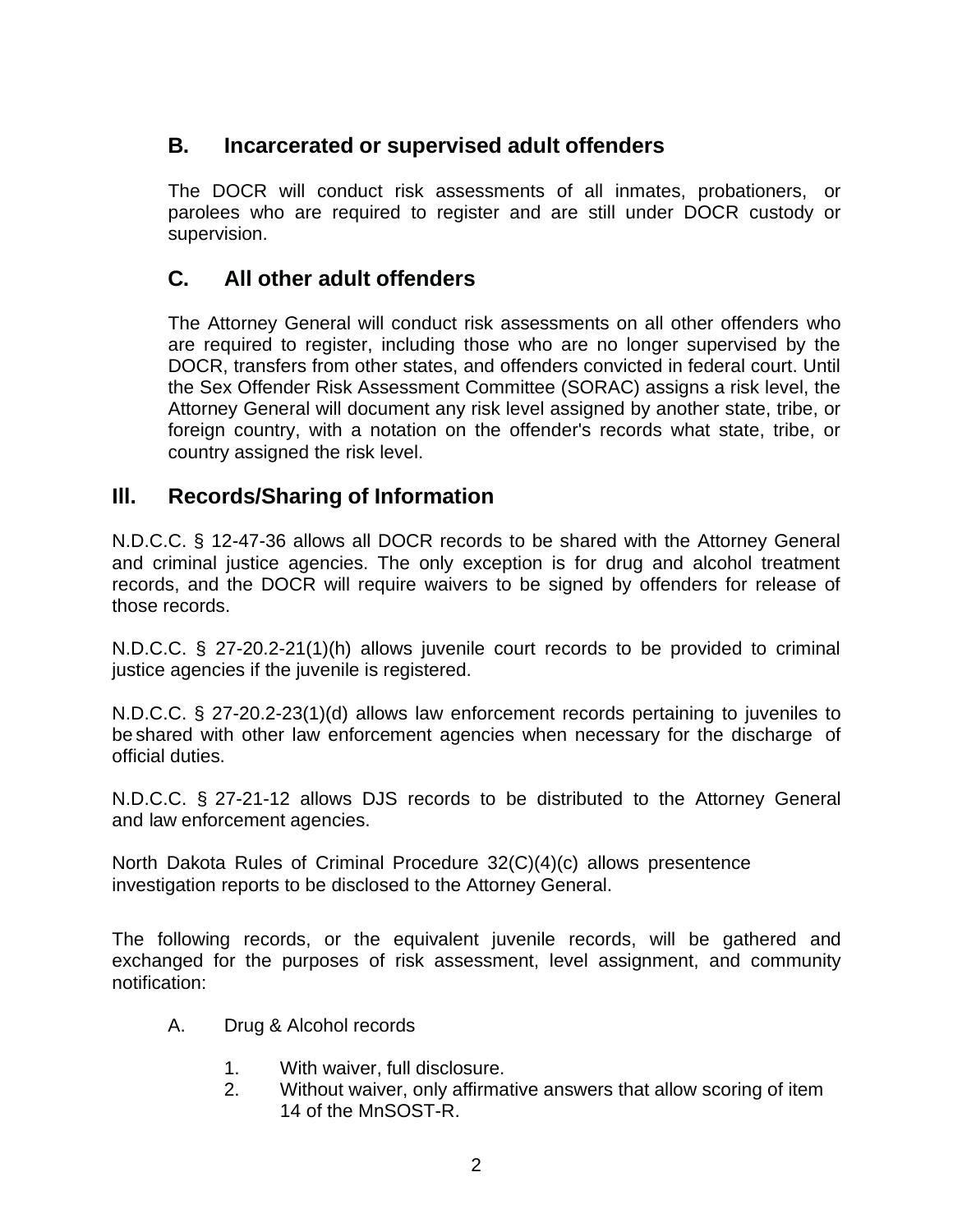## B. Incarcerated or supervised adult offenders

The DOCR will conduct risk assessments of all inmates, probationers, or parolees who are required to register and are still under DOCR custody or supervision.

## C. All other adult offenders

The Attorney General will conduct risk assessments on all other offenders who are required to register, including those who are no longer supervised by the DOCR, transfers from other states, and offenders convicted in federal court. Until the Sex Offender Risk Assessment Committee (SORAC) assigns a risk level, the Attorney General will document any risk level assigned by another state, tribe, or foreign country, with a notation on the offender's records what state, tribe, or country assigned the risk level.

# III. Records/Sharing of Information

N.D.C.C. § 12-47-36 allows all DOCR records to be shared with the Attorney General and criminal justice agencies. The only exception is for drug and alcohol treatment records, and the DOCR will require waivers to be signed by offenders for release of those records.

N.D.C.C. § 27-20.2-21(1)(h) allows juvenile court records to be provided to criminal justice agencies if the juvenile is registered.

N.D.C.C. § 27-20.2-23(1)(d) allows law enforcement records pertaining to juveniles to be shared with other law enforcement agencies when necessary for the discharge of official duties.

N.D.C.C. § 27-21-12 allows DJS records to be distributed to the Attorney General and law enforcement agencies.

North Dakota Rules of Criminal Procedure 32(C)(4)(c) allows presentence investigation reports to be disclosed to the Attorney General.

The following records, or the equivalent juvenile records, will be gathered and exchanged for the purposes of risk assessment, level assignment, and community notification:

A. Drug & Alcohol records

   1. With waiver, full disclosure.
   2. Without waiver, only affirmative answers that allow scoring of item 14 of the MnSOST-R.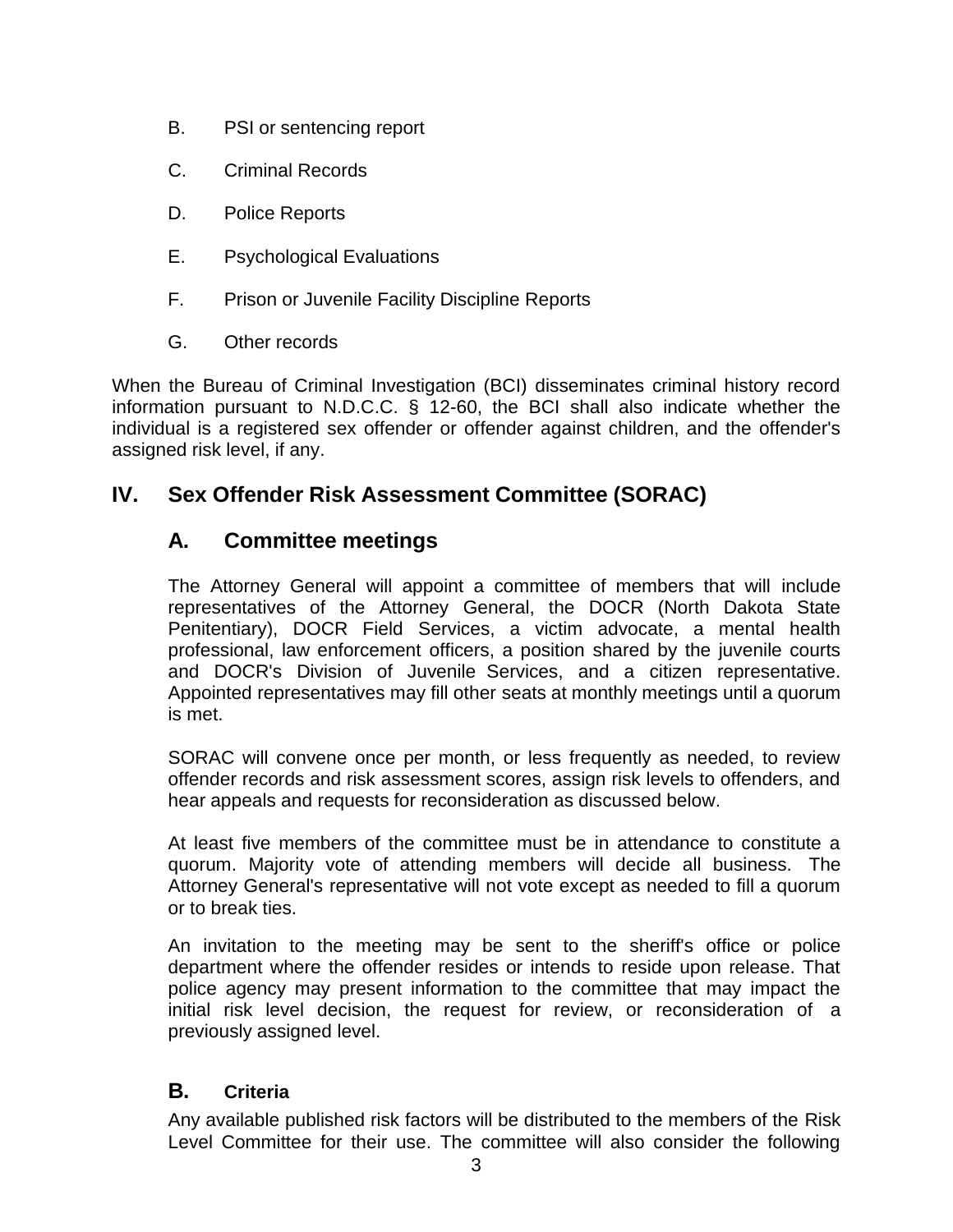B. PSI or sentencing report

C. Criminal Records

D. Police Reports

E. Psychological Evaluations

F. Prison or Juvenile Facility Discipline Reports

G. Other records

When the Bureau of Criminal Investigation (BCI) disseminates criminal history record information pursuant to N.D.C.C. § 12-60, the BCI shall also indicate whether the individual is a registered sex offender or offender against children, and the offender's assigned risk level, if any.

## IV. Sex Offender Risk Assessment Committee (SORAC)

### A. Committee meetings

The Attorney General will appoint a committee of members that will include representatives of the Attorney General, the DOCR (North Dakota State Penitentiary), DOCR Field Services, a victim advocate, a mental health professional, law enforcement officers, a position shared by the juvenile courts and DOCR's Division of Juvenile Services, and a citizen representative. Appointed representatives may fill other seats at monthly meetings until a quorum is met.

SORAC will convene once per month, or less frequently as needed, to review offender records and risk assessment scores, assign risk levels to offenders, and hear appeals and requests for reconsideration as discussed below.

At least five members of the committee must be in attendance to constitute a quorum. Majority vote of attending members will decide all business. The Attorney General's representative will not vote except as needed to fill a quorum or to break ties.

An invitation to the meeting may be sent to the sheriff's office or police department where the offender resides or intends to reside upon release. That police agency may present information to the committee that may impact the initial risk level decision, the request for review, or reconsideration of a previously assigned level.

### B. Criteria

Any available published risk factors will be distributed to the members of the Risk Level Committee for their use. The committee will also consider the following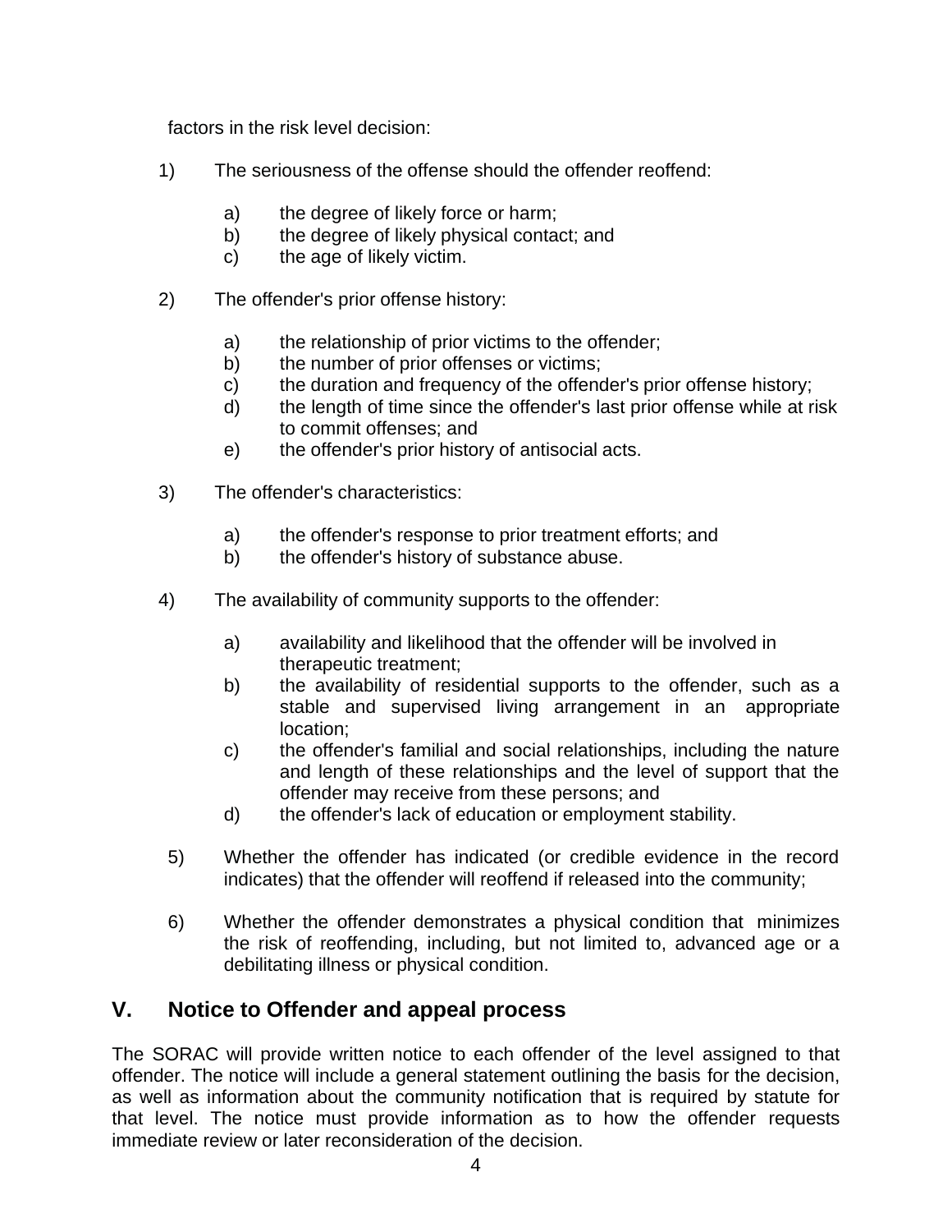factors in the risk level decision:

1) The seriousness of the offense should the offender reoffend:

   a) the degree of likely force or harm;
   b) the degree of likely physical contact; and
   c) the age of likely victim.

2) The offender's prior offense history:

   a) the relationship of prior victims to the offender;
   b) the number of prior offenses or victims;
   c) the duration and frequency of the offender's prior offense history;
   d) the length of time since the offender's last prior offense while at risk to commit offenses; and
   e) the offender's prior history of antisocial acts.

3) The offender's characteristics:

   a) the offender's response to prior treatment efforts; and
   b) the offender's history of substance abuse.

4) The availability of community supports to the offender:

   a) availability and likelihood that the offender will be involved in therapeutic treatment;
   b) the availability of residential supports to the offender, such as a stable and supervised living arrangement in an appropriate location;
   c) the offender's familial and social relationships, including the nature and length of these relationships and the level of support that the offender may receive from these persons; and
   d) the offender's lack of education or employment stability.

5) Whether the offender has indicated (or credible evidence in the record indicates) that the offender will reoffend if released into the community;

6) Whether the offender demonstrates a physical condition that minimizes the risk of reoffending, including, but not limited to, advanced age or a debilitating illness or physical condition.

## V. Notice to Offender and appeal process

The SORAC will provide written notice to each offender of the level assigned to that offender. The notice will include a general statement outlining the basis for the decision, as well as information about the community notification that is required by statute for that level. The notice must provide information as to how the offender requests immediate review or later reconsideration of the decision.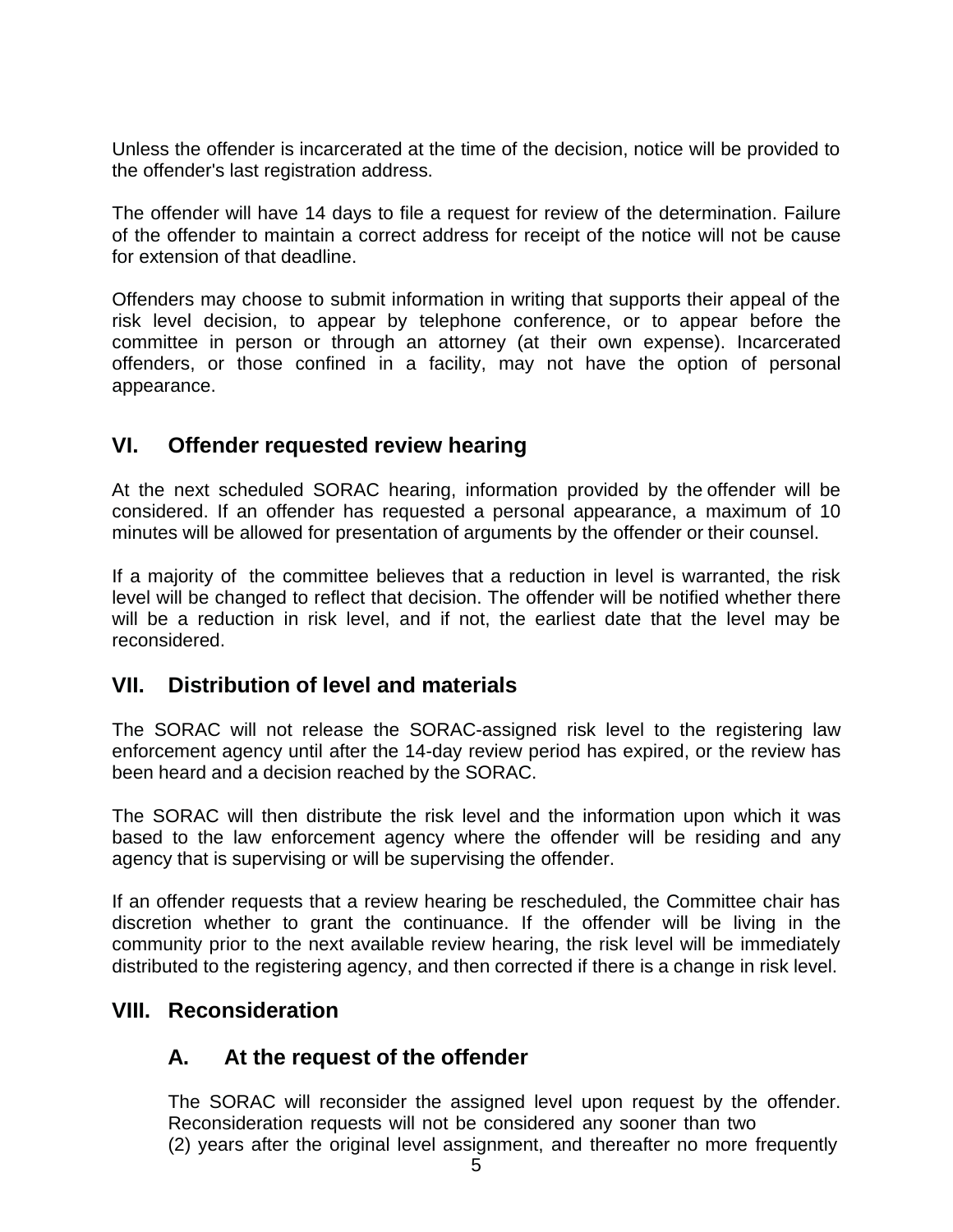Unless the offender is incarcerated at the time of the decision, notice will be provided to the offender's last registration address.

The offender will have 14 days to file a request for review of the determination. Failure of the offender to maintain a correct address for receipt of the notice will not be cause for extension of that deadline.

Offenders may choose to submit information in writing that supports their appeal of the risk level decision, to appear by telephone conference, or to appear before the committee in person or through an attorney (at their own expense). Incarcerated offenders, or those confined in a facility, may not have the option of personal appearance.

## VI. Offender requested review hearing

At the next scheduled SORAC hearing, information provided by the offender will be considered. If an offender has requested a personal appearance, a maximum of 10 minutes will be allowed for presentation of arguments by the offender or their counsel.

If a majority of the committee believes that a reduction in level is warranted, the risk level will be changed to reflect that decision. The offender will be notified whether there will be a reduction in risk level, and if not, the earliest date that the level may be reconsidered.

## VII. Distribution of level and materials

The SORAC will not release the SORAC-assigned risk level to the registering law enforcement agency until after the 14-day review period has expired, or the review has been heard and a decision reached by the SORAC.

The SORAC will then distribute the risk level and the information upon which it was based to the law enforcement agency where the offender will be residing and any agency that is supervising or will be supervising the offender.

If an offender requests that a review hearing be rescheduled, the Committee chair has discretion whether to grant the continuance. If the offender will be living in the community prior to the next available review hearing, the risk level will be immediately distributed to the registering agency, and then corrected if there is a change in risk level.

## VIII. Reconsideration

### A. At the request of the offender

The SORAC will reconsider the assigned level upon request by the offender. Reconsideration requests will not be considered any sooner than two (2) years after the original level assignment, and thereafter no more frequently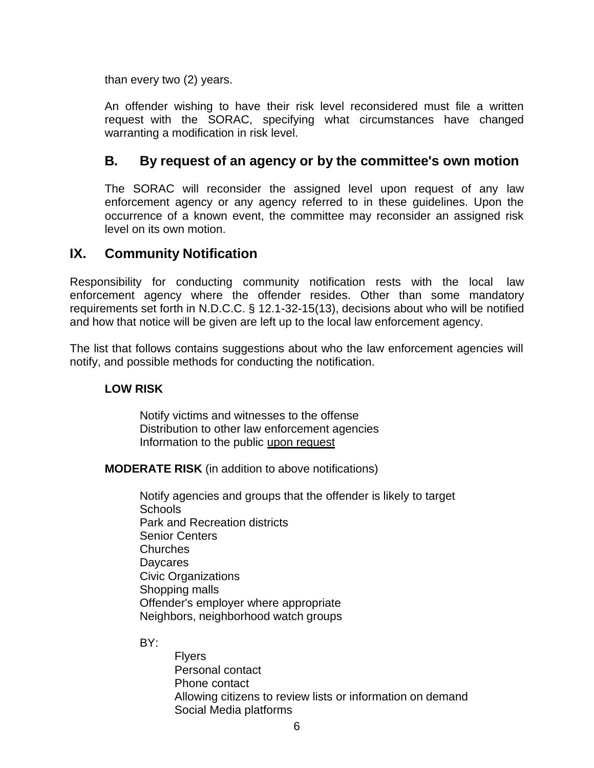than every two (2) years.

An offender wishing to have their risk level reconsidered must file a written request with the SORAC, specifying what circumstances have changed warranting a modification in risk level.

### B. By request of an agency or by the committee's own motion

The SORAC will reconsider the assigned level upon request of any law enforcement agency or any agency referred to in these guidelines. Upon the occurrence of a known event, the committee may reconsider an assigned risk level on its own motion.

## IX. Community Notification

Responsibility for conducting community notification rests with the local law enforcement agency where the offender resides. Other than some mandatory requirements set forth in N.D.C.C. § 12.1-32-15(13), decisions about who will be notified and how that notice will be given are left up to the local law enforcement agency.

The list that follows contains suggestions about who the law enforcement agencies will notify, and possible methods for conducting the notification.

**LOW RISK**

Notify victims and witnesses to the offense
Distribution to other law enforcement agencies
Information to the public <u>upon request</u>

**MODERATE RISK** (in addition to above notifications)

Notify agencies and groups that the offender is likely to target
Schools
Park and Recreation districts
Senior Centers
Churches
Daycares
Civic Organizations
Shopping malls
Offender's employer where appropriate
Neighbors, neighborhood watch groups

BY:

Flyers
Personal contact
Phone contact
Allowing citizens to review lists or information on demand
Social Media platforms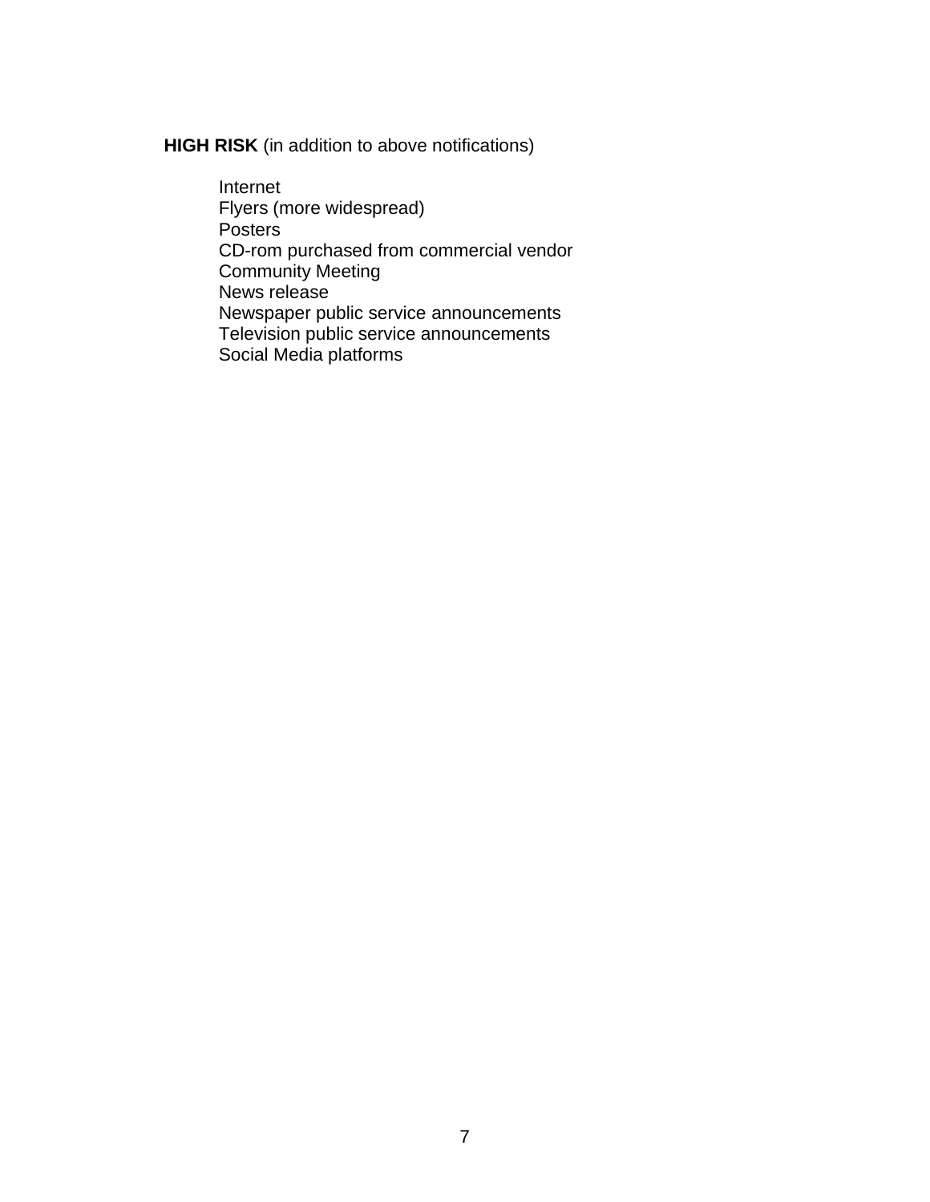**HIGH RISK** (in addition to above notifications)

- Internet
- Flyers (more widespread)
- Posters
- CD-rom purchased from commercial vendor
- Community Meeting
- News release
- Newspaper public service announcements
- Television public service announcements
- Social Media platforms